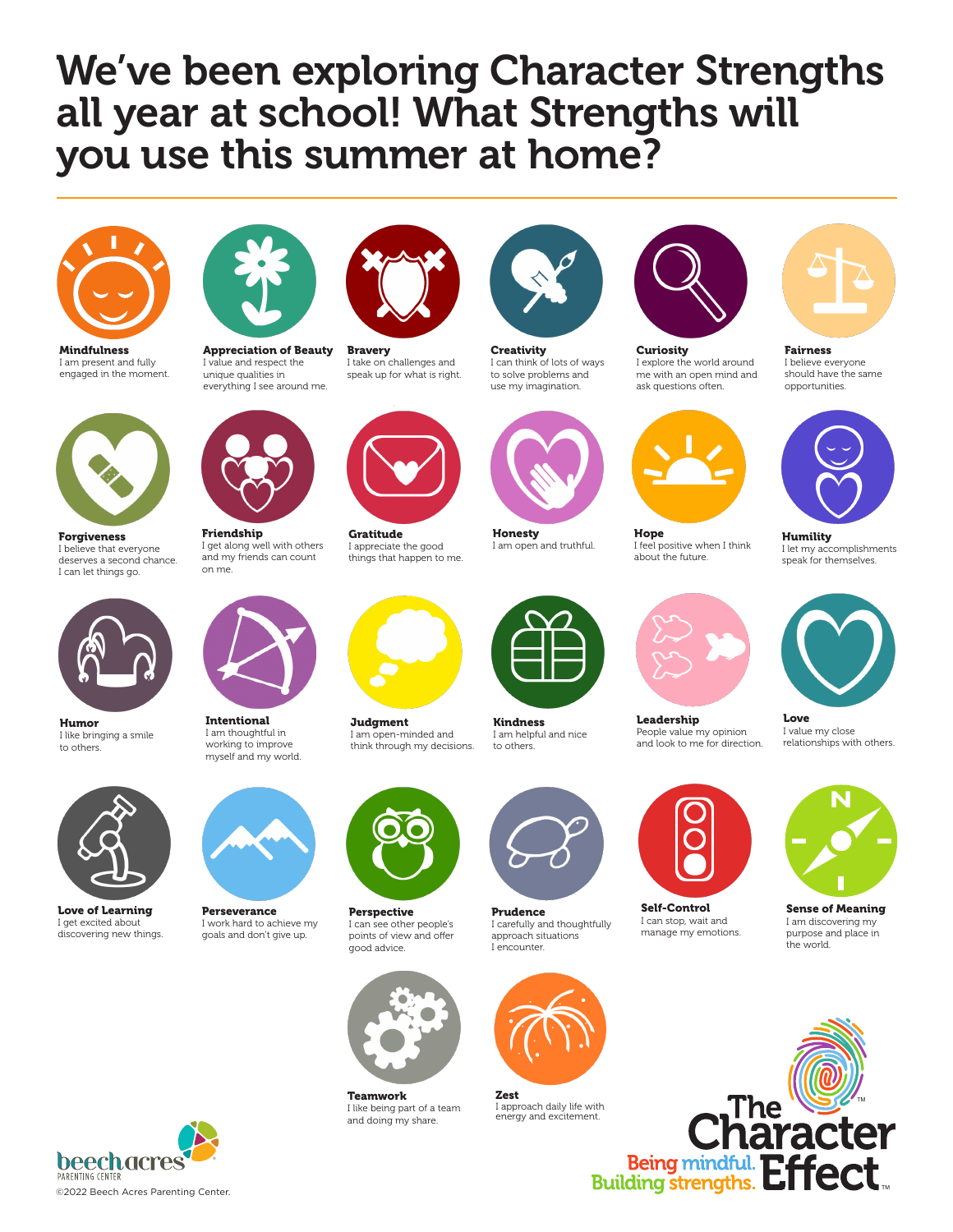# We've been exploring Character Strengths all year at school! What Strengths will you use this summer at home?

**Mindfulness**
I am present and fully engaged in the moment.

**Appreciation of Beauty**
I value and respect the unique qualities in everything I see around me.

**Bravery**
I take on challenges and speak up for what is right.

**Creativity**
I can think of lots of ways to solve problems and use my imagination.

**Curiosity**
I explore the world around me with an open mind and ask questions often.

**Fairness**
I believe everyone should have the same opportunities.

**Forgiveness**
I believe that everyone deserves a second chance. I can let things go.

**Friendship**
I get along well with others and my friends can count on me.

**Gratitude**
I appreciate the good things that happen to me.

**Honesty**
I am open and truthful.

**Hope**
I feel positive when I think about the future.

**Humility**
I let my accomplishments speak for themselves.

**Humor**
I like bringing a smile to others.

**Intentional**
I am thoughtful in working to improve myself and my world.

**Judgment**
I am open-minded and think through my decisions.

**Kindness**
I am helpful and nice to others.

**Leadership**
People value my opinion and look to me for direction.

**Love**
I value my close relationships with others.

**Love of Learning**
I get excited about discovering new things.

**Perseverance**
I work hard to achieve my goals and don't give up.

**Perspective**
I can see other people's points of view and offer good advice.

**Prudence**
I carefully and thoughtfully approach situations I encounter.

**Self-Control**
I can stop, wait and manage my emotions.

**Sense of Meaning**
I am discovering my purpose and place in the world.

**Teamwork**
I like being part of a team and doing my share.

**Zest**
I approach daily life with energy and excitement.

beechacres PARENTING CENTER
©2022 Beech Acres Parenting Center.

The Character Effect™
Being mindful. Building strengths.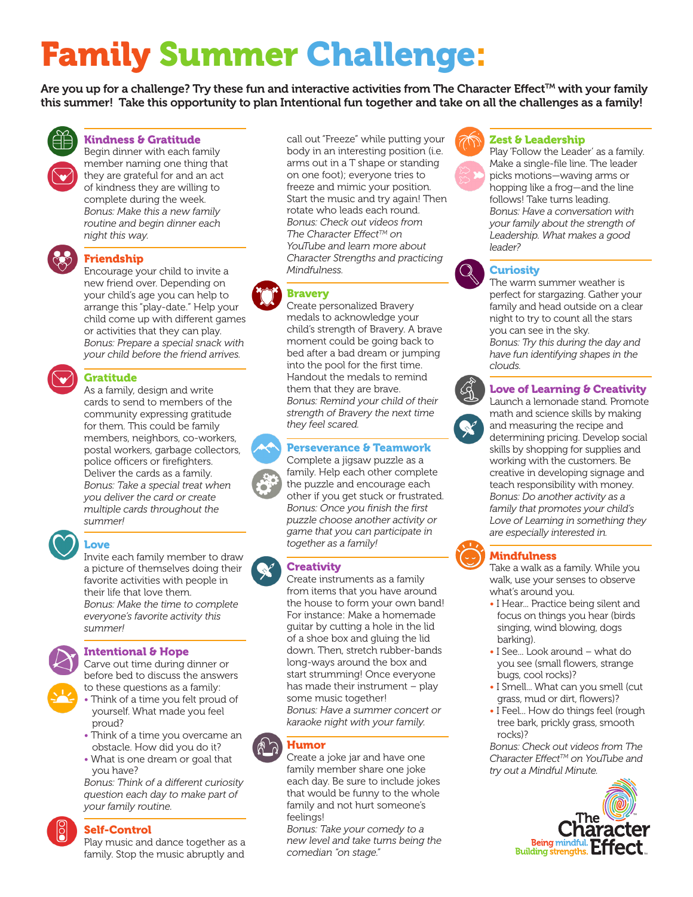# Family Summer Challenge:

**Are you up for a challenge? Try these fun and interactive activities from The Character Effect™ with your family this summer! Take this opportunity to plan Intentional fun together and take on all the challenges as a family!**

## Kindness & Gratitude

Begin dinner with each family member naming one thing that they are grateful for and an act of kindness they are willing to complete during the week.

*Bonus: Make this a new family routine and begin dinner each night this way.*

## Friendship

Encourage your child to invite a new friend over. Depending on your child's age you can help to arrange this "play-date." Help your child come up with different games or activities that they can play.

*Bonus: Prepare a special snack with your child before the friend arrives.*

## Gratitude

As a family, design and write cards to send to members of the community expressing gratitude for them. This could be family members, neighbors, co-workers, postal workers, garbage collectors, police officers or firefighters. Deliver the cards as a family.

*Bonus: Take a special treat when you deliver the card or create multiple cards throughout the summer!*

## Love

Invite each family member to draw a picture of themselves doing their favorite activities with people in their life that love them.

*Bonus: Make the time to complete everyone's favorite activity this summer!*

## Intentional & Hope

Carve out time during dinner or before bed to discuss the answers to these questions as a family:

- Think of a time you felt proud of yourself. What made you feel proud?
- Think of a time you overcame an obstacle. How did you do it?
- What is one dream or goal that you have?

*Bonus: Think of a different curiosity question each day to make part of your family routine.*

## Self-Control

Play music and dance together as a family. Stop the music abruptly and call out "Freeze" while putting your body in an interesting position (i.e. arms out in a T shape or standing on one foot); everyone tries to freeze and mimic your position. Start the music and try again! Then rotate who leads each round.

*Bonus: Check out videos from The Character Effect™ on YouTube and learn more about Character Strengths and practicing Mindfulness.*

## Bravery

Create personalized Bravery medals to acknowledge your child's strength of Bravery. A brave moment could be going back to bed after a bad dream or jumping into the pool for the first time. Handout the medals to remind them that they are brave.

*Bonus: Remind your child of their strength of Bravery the next time they feel scared.*

## Perseverance & Teamwork

Complete a jigsaw puzzle as a family. Help each other complete the puzzle and encourage each other if you get stuck or frustrated.

*Bonus: Once you finish the first puzzle choose another activity or game that you can participate in together as a family!*

## Creativity

Create instruments as a family from items that you have around the house to form your own band! For instance: Make a homemade guitar by cutting a hole in the lid of a shoe box and gluing the lid down. Then, stretch rubber-bands long-ways around the box and start strumming! Once everyone has made their instrument – play some music together!

*Bonus: Have a summer concert or karaoke night with your family.*

## Humor

Create a joke jar and have one family member share one joke each day. Be sure to include jokes that would be funny to the whole family and not hurt someone's feelings!

*Bonus: Take your comedy to a new level and take turns being the comedian "on stage."*

## Zest & Leadership

Play 'Follow the Leader' as a family. Make a single-file line. The leader picks motions—waving arms or hopping like a frog—and the line follows! Take turns leading.

*Bonus: Have a conversation with your family about the strength of Leadership. What makes a good leader?*

## Curiosity

The warm summer weather is perfect for stargazing. Gather your family and head outside on a clear night to try to count all the stars you can see in the sky.

*Bonus: Try this during the day and have fun identifying shapes in the clouds.*

## Love of Learning & Creativity

Launch a lemonade stand. Promote math and science skills by making and measuring the recipe and determining pricing. Develop social skills by shopping for supplies and working with the customers. Be creative in developing signage and teach responsibility with money.

*Bonus: Do another activity as a family that promotes your child's Love of Learning in something they are especially interested in.*

## Mindfulness

Take a walk as a family. While you walk, use your senses to observe what's around you.

- I Hear... Practice being silent and focus on things you hear (birds singing, wind blowing, dogs barking).
- I See... Look around – what do you see (small flowers, strange bugs, cool rocks)?
- I Smell... What can you smell (cut grass, mud or dirt, flowers)?
- I Feel... How do things feel (rough tree bark, prickly grass, smooth rocks)?

*Bonus: Check out videos from The Character Effect™ on YouTube and try out a Mindful Minute.*

The Character Effect™
Being mindful. Building strengths.